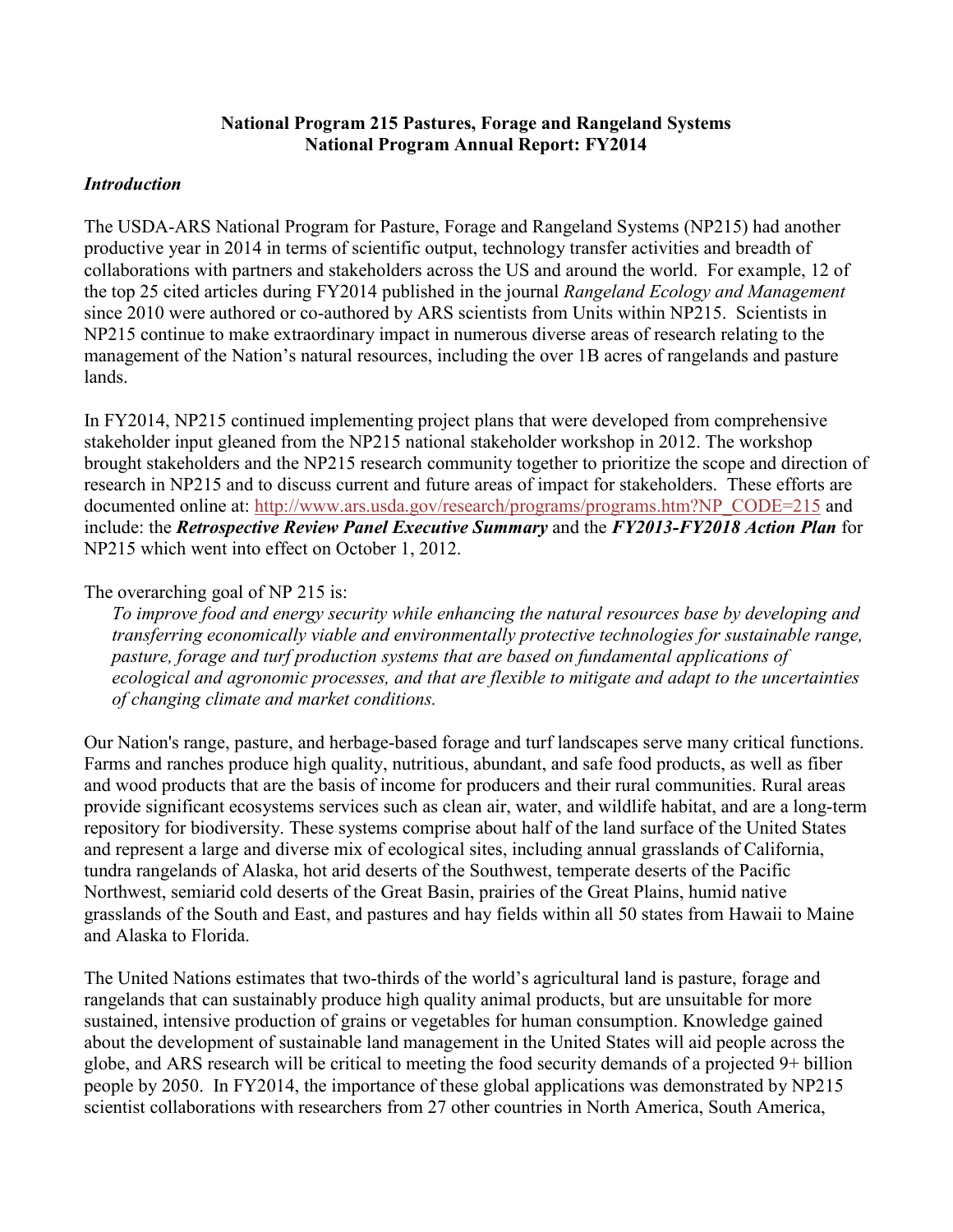**National Program 215 Pastures, Forage and Rangeland Systems**
**National Program Annual Report: FY2014**

## *Introduction*

The USDA-ARS National Program for Pasture, Forage and Rangeland Systems (NP215) had another productive year in 2014 in terms of scientific output, technology transfer activities and breadth of collaborations with partners and stakeholders across the US and around the world. For example, 12 of the top 25 cited articles during FY2014 published in the journal *Rangeland Ecology and Management* since 2010 were authored or co-authored by ARS scientists from Units within NP215. Scientists in NP215 continue to make extraordinary impact in numerous diverse areas of research relating to the management of the Nation's natural resources, including the over 1B acres of rangelands and pasture lands.

In FY2014, NP215 continued implementing project plans that were developed from comprehensive stakeholder input gleaned from the NP215 national stakeholder workshop in 2012. The workshop brought stakeholders and the NP215 research community together to prioritize the scope and direction of research in NP215 and to discuss current and future areas of impact for stakeholders. These efforts are documented online at: [http://www.ars.usda.gov/research/programs/programs.htm?NP_CODE=215](http://www.ars.usda.gov/research/programs/programs.htm?NP_CODE=215) and include: the ***Retrospective Review Panel Executive Summary*** and the ***FY2013-FY2018 Action Plan*** for NP215 which went into effect on October 1, 2012.

The overarching goal of NP 215 is:

> *To improve food and energy security while enhancing the natural resources base by developing and transferring economically viable and environmentally protective technologies for sustainable range, pasture, forage and turf production systems that are based on fundamental applications of ecological and agronomic processes, and that are flexible to mitigate and adapt to the uncertainties of changing climate and market conditions.*

Our Nation's range, pasture, and herbage-based forage and turf landscapes serve many critical functions. Farms and ranches produce high quality, nutritious, abundant, and safe food products, as well as fiber and wood products that are the basis of income for producers and their rural communities. Rural areas provide significant ecosystems services such as clean air, water, and wildlife habitat, and are a long-term repository for biodiversity. These systems comprise about half of the land surface of the United States and represent a large and diverse mix of ecological sites, including annual grasslands of California, tundra rangelands of Alaska, hot arid deserts of the Southwest, temperate deserts of the Pacific Northwest, semiarid cold deserts of the Great Basin, prairies of the Great Plains, humid native grasslands of the South and East, and pastures and hay fields within all 50 states from Hawaii to Maine and Alaska to Florida.

The United Nations estimates that two-thirds of the world's agricultural land is pasture, forage and rangelands that can sustainably produce high quality animal products, but are unsuitable for more sustained, intensive production of grains or vegetables for human consumption. Knowledge gained about the development of sustainable land management in the United States will aid people across the globe, and ARS research will be critical to meeting the food security demands of a projected 9+ billion people by 2050. In FY2014, the importance of these global applications was demonstrated by NP215 scientist collaborations with researchers from 27 other countries in North America, South America,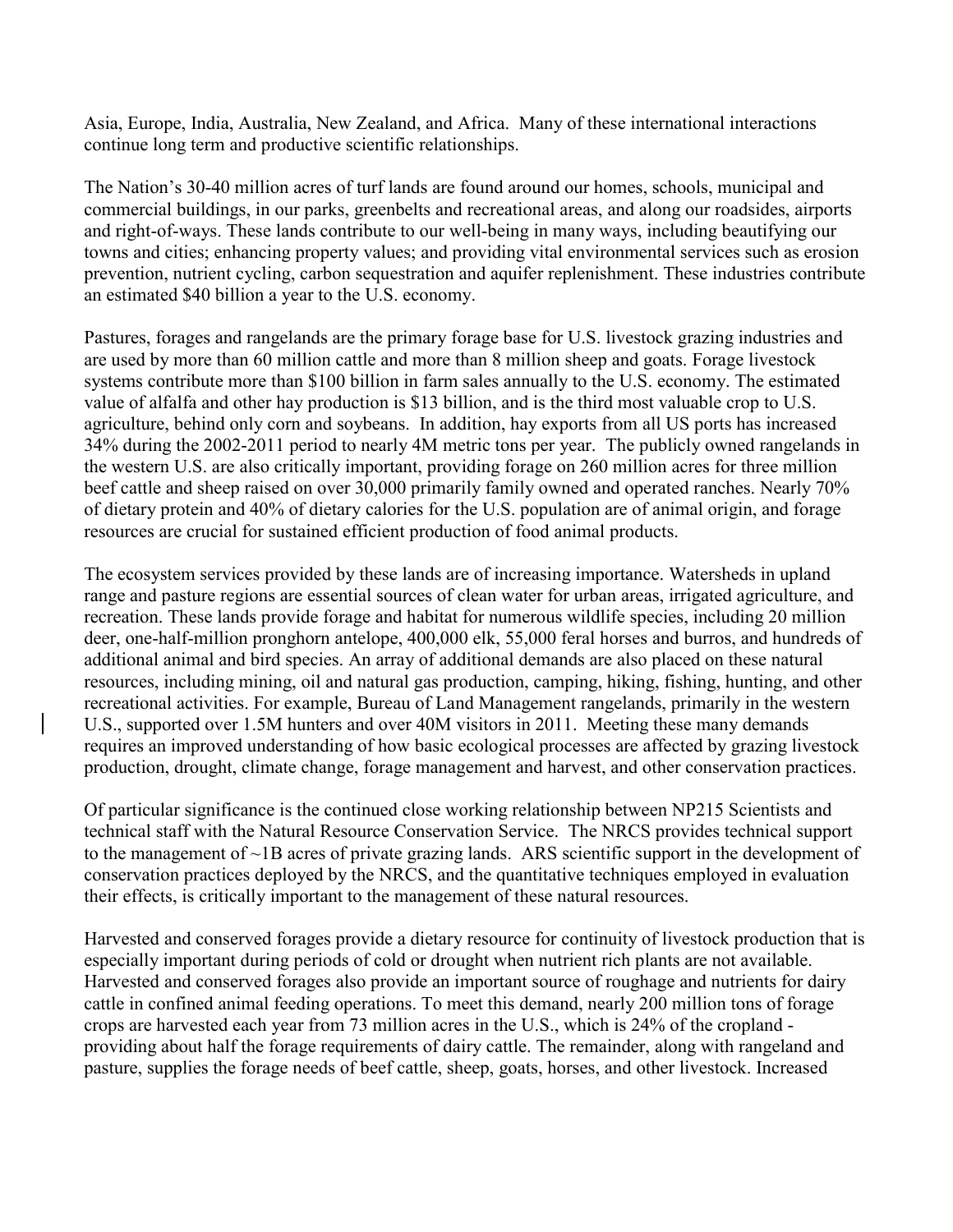Asia, Europe, India, Australia, New Zealand, and Africa. Many of these international interactions continue long term and productive scientific relationships.

The Nation's 30-40 million acres of turf lands are found around our homes, schools, municipal and commercial buildings, in our parks, greenbelts and recreational areas, and along our roadsides, airports and right-of-ways. These lands contribute to our well-being in many ways, including beautifying our towns and cities; enhancing property values; and providing vital environmental services such as erosion prevention, nutrient cycling, carbon sequestration and aquifer replenishment. These industries contribute an estimated $40 billion a year to the U.S. economy.

Pastures, forages and rangelands are the primary forage base for U.S. livestock grazing industries and are used by more than 60 million cattle and more than 8 million sheep and goats. Forage livestock systems contribute more than $100 billion in farm sales annually to the U.S. economy. The estimated value of alfalfa and other hay production is $13 billion, and is the third most valuable crop to U.S. agriculture, behind only corn and soybeans. In addition, hay exports from all US ports has increased 34% during the 2002-2011 period to nearly 4M metric tons per year. The publicly owned rangelands in the western U.S. are also critically important, providing forage on 260 million acres for three million beef cattle and sheep raised on over 30,000 primarily family owned and operated ranches. Nearly 70% of dietary protein and 40% of dietary calories for the U.S. population are of animal origin, and forage resources are crucial for sustained efficient production of food animal products.

The ecosystem services provided by these lands are of increasing importance. Watersheds in upland range and pasture regions are essential sources of clean water for urban areas, irrigated agriculture, and recreation. These lands provide forage and habitat for numerous wildlife species, including 20 million deer, one-half-million pronghorn antelope, 400,000 elk, 55,000 feral horses and burros, and hundreds of additional animal and bird species. An array of additional demands are also placed on these natural resources, including mining, oil and natural gas production, camping, hiking, fishing, hunting, and other recreational activities. For example, Bureau of Land Management rangelands, primarily in the western U.S., supported over 1.5M hunters and over 40M visitors in 2011. Meeting these many demands requires an improved understanding of how basic ecological processes are affected by grazing livestock production, drought, climate change, forage management and harvest, and other conservation practices.

Of particular significance is the continued close working relationship between NP215 Scientists and technical staff with the Natural Resource Conservation Service. The NRCS provides technical support to the management of ~1B acres of private grazing lands. ARS scientific support in the development of conservation practices deployed by the NRCS, and the quantitative techniques employed in evaluation their effects, is critically important to the management of these natural resources.

Harvested and conserved forages provide a dietary resource for continuity of livestock production that is especially important during periods of cold or drought when nutrient rich plants are not available. Harvested and conserved forages also provide an important source of roughage and nutrients for dairy cattle in confined animal feeding operations. To meet this demand, nearly 200 million tons of forage crops are harvested each year from 73 million acres in the U.S., which is 24% of the cropland - providing about half the forage requirements of dairy cattle. The remainder, along with rangeland and pasture, supplies the forage needs of beef cattle, sheep, goats, horses, and other livestock. Increased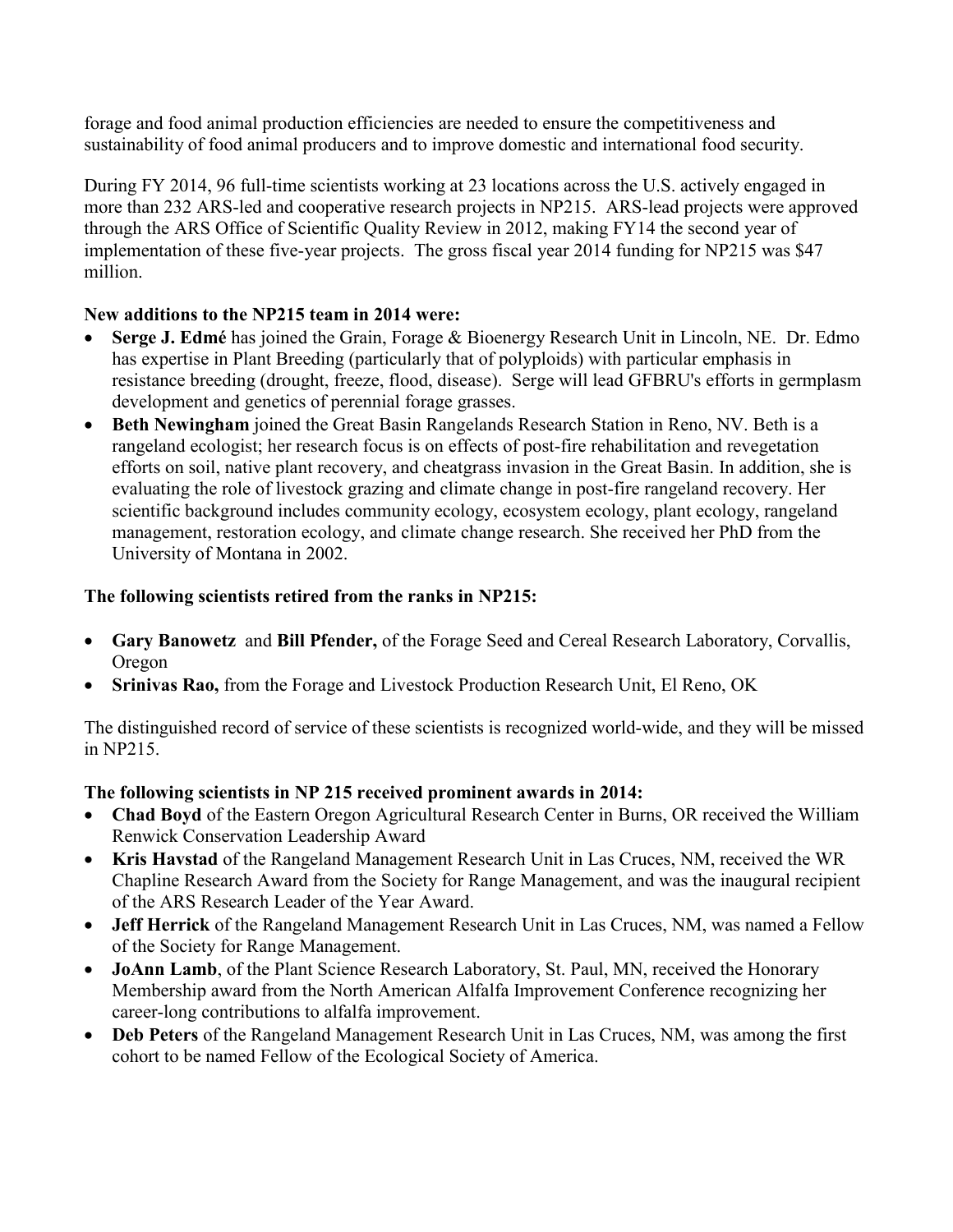forage and food animal production efficiencies are needed to ensure the competitiveness and sustainability of food animal producers and to improve domestic and international food security.

During FY 2014, 96 full-time scientists working at 23 locations across the U.S. actively engaged in more than 232 ARS-led and cooperative research projects in NP215. ARS-lead projects were approved through the ARS Office of Scientific Quality Review in 2012, making FY14 the second year of implementation of these five-year projects. The gross fiscal year 2014 funding for NP215 was $47 million.

**New additions to the NP215 team in 2014 were:**

- **Serge J. Edmé** has joined the Grain, Forage & Bioenergy Research Unit in Lincoln, NE. Dr. Edmo has expertise in Plant Breeding (particularly that of polyploids) with particular emphasis in resistance breeding (drought, freeze, flood, disease). Serge will lead GFBRU's efforts in germplasm development and genetics of perennial forage grasses.
- **Beth Newingham** joined the Great Basin Rangelands Research Station in Reno, NV. Beth is a rangeland ecologist; her research focus is on effects of post-fire rehabilitation and revegetation efforts on soil, native plant recovery, and cheatgrass invasion in the Great Basin. In addition, she is evaluating the role of livestock grazing and climate change in post-fire rangeland recovery. Her scientific background includes community ecology, ecosystem ecology, plant ecology, rangeland management, restoration ecology, and climate change research. She received her PhD from the University of Montana in 2002.

**The following scientists retired from the ranks in NP215:**

- **Gary Banowetz** and **Bill Pfender,** of the Forage Seed and Cereal Research Laboratory, Corvallis, Oregon
- **Srinivas Rao,** from the Forage and Livestock Production Research Unit, El Reno, OK

The distinguished record of service of these scientists is recognized world-wide, and they will be missed in NP215.

**The following scientists in NP 215 received prominent awards in 2014:**

- **Chad Boyd** of the Eastern Oregon Agricultural Research Center in Burns, OR received the William Renwick Conservation Leadership Award
- **Kris Havstad** of the Rangeland Management Research Unit in Las Cruces, NM, received the WR Chapline Research Award from the Society for Range Management, and was the inaugural recipient of the ARS Research Leader of the Year Award.
- **Jeff Herrick** of the Rangeland Management Research Unit in Las Cruces, NM, was named a Fellow of the Society for Range Management.
- **JoAnn Lamb**, of the Plant Science Research Laboratory, St. Paul, MN, received the Honorary Membership award from the North American Alfalfa Improvement Conference recognizing her career-long contributions to alfalfa improvement.
- **Deb Peters** of the Rangeland Management Research Unit in Las Cruces, NM, was among the first cohort to be named Fellow of the Ecological Society of America.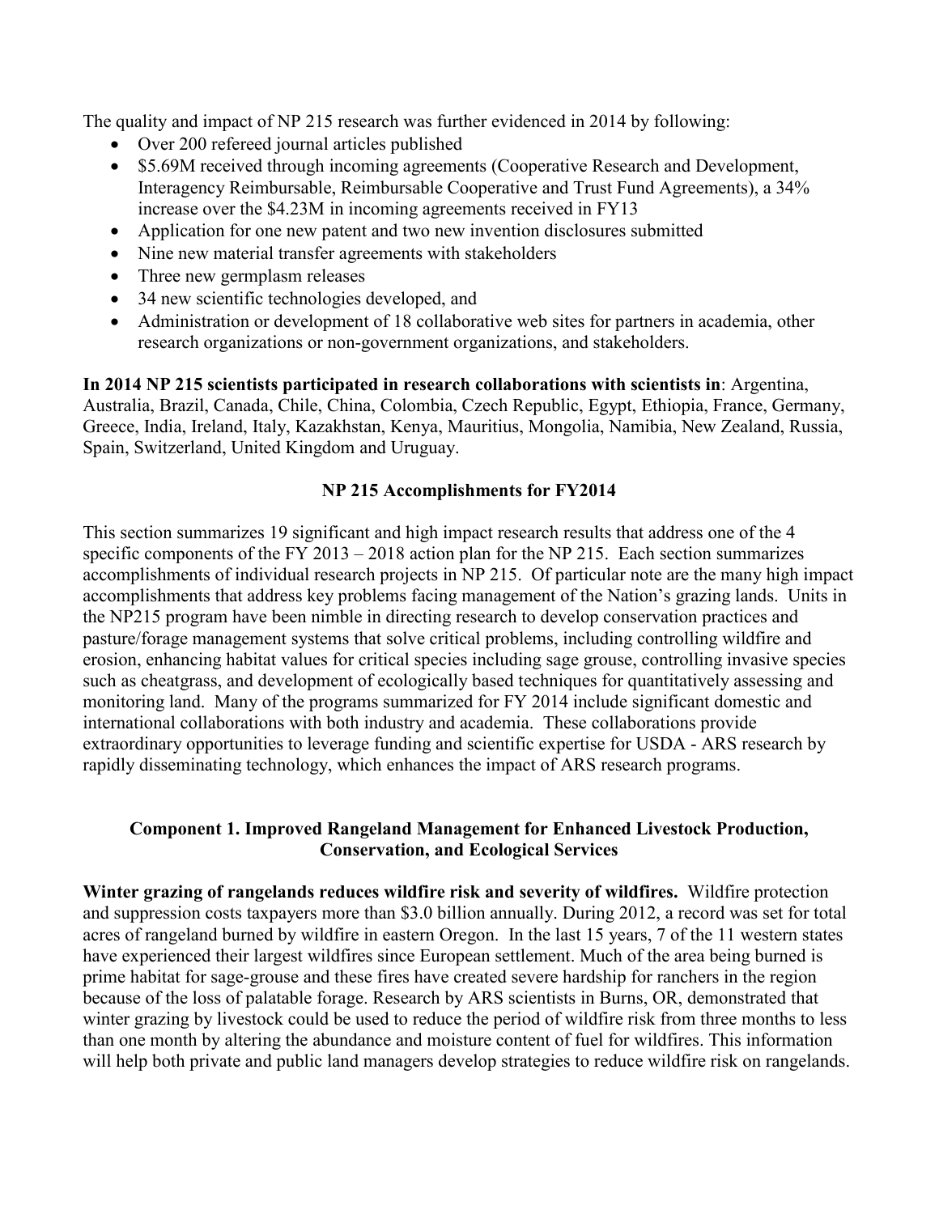The quality and impact of NP 215 research was further evidenced in 2014 by following:

- Over 200 refereed journal articles published
- $5.69M received through incoming agreements (Cooperative Research and Development, Interagency Reimbursable, Reimbursable Cooperative and Trust Fund Agreements), a 34% increase over the $4.23M in incoming agreements received in FY13
- Application for one new patent and two new invention disclosures submitted
- Nine new material transfer agreements with stakeholders
- Three new germplasm releases
- 34 new scientific technologies developed, and
- Administration or development of 18 collaborative web sites for partners in academia, other research organizations or non-government organizations, and stakeholders.

**In 2014 NP 215 scientists participated in research collaborations with scientists in**: Argentina, Australia, Brazil, Canada, Chile, China, Colombia, Czech Republic, Egypt, Ethiopia, France, Germany, Greece, India, Ireland, Italy, Kazakhstan, Kenya, Mauritius, Mongolia, Namibia, New Zealand, Russia, Spain, Switzerland, United Kingdom and Uruguay.

## NP 215 Accomplishments for FY2014

This section summarizes 19 significant and high impact research results that address one of the 4 specific components of the FY 2013 – 2018 action plan for the NP 215. Each section summarizes accomplishments of individual research projects in NP 215. Of particular note are the many high impact accomplishments that address key problems facing management of the Nation's grazing lands. Units in the NP215 program have been nimble in directing research to develop conservation practices and pasture/forage management systems that solve critical problems, including controlling wildfire and erosion, enhancing habitat values for critical species including sage grouse, controlling invasive species such as cheatgrass, and development of ecologically based techniques for quantitatively assessing and monitoring land. Many of the programs summarized for FY 2014 include significant domestic and international collaborations with both industry and academia. These collaborations provide extraordinary opportunities to leverage funding and scientific expertise for USDA - ARS research by rapidly disseminating technology, which enhances the impact of ARS research programs.

### Component 1. Improved Rangeland Management for Enhanced Livestock Production, Conservation, and Ecological Services

**Winter grazing of rangelands reduces wildfire risk and severity of wildfires.** Wildfire protection and suppression costs taxpayers more than $3.0 billion annually. During 2012, a record was set for total acres of rangeland burned by wildfire in eastern Oregon. In the last 15 years, 7 of the 11 western states have experienced their largest wildfires since European settlement. Much of the area being burned is prime habitat for sage-grouse and these fires have created severe hardship for ranchers in the region because of the loss of palatable forage. Research by ARS scientists in Burns, OR, demonstrated that winter grazing by livestock could be used to reduce the period of wildfire risk from three months to less than one month by altering the abundance and moisture content of fuel for wildfires. This information will help both private and public land managers develop strategies to reduce wildfire risk on rangelands.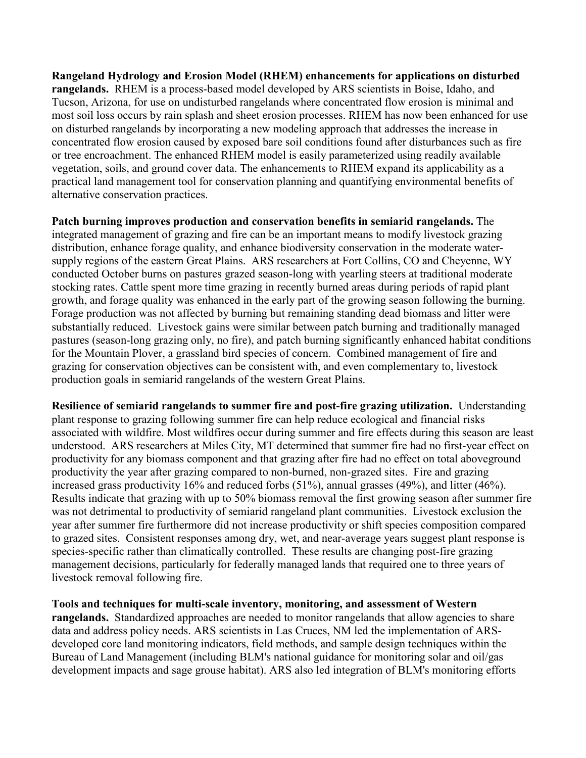**Rangeland Hydrology and Erosion Model (RHEM) enhancements for applications on disturbed rangelands.** RHEM is a process-based model developed by ARS scientists in Boise, Idaho, and Tucson, Arizona, for use on undisturbed rangelands where concentrated flow erosion is minimal and most soil loss occurs by rain splash and sheet erosion processes. RHEM has now been enhanced for use on disturbed rangelands by incorporating a new modeling approach that addresses the increase in concentrated flow erosion caused by exposed bare soil conditions found after disturbances such as fire or tree encroachment. The enhanced RHEM model is easily parameterized using readily available vegetation, soils, and ground cover data. The enhancements to RHEM expand its applicability as a practical land management tool for conservation planning and quantifying environmental benefits of alternative conservation practices.

**Patch burning improves production and conservation benefits in semiarid rangelands.** The integrated management of grazing and fire can be an important means to modify livestock grazing distribution, enhance forage quality, and enhance biodiversity conservation in the moderate water-supply regions of the eastern Great Plains. ARS researchers at Fort Collins, CO and Cheyenne, WY conducted October burns on pastures grazed season-long with yearling steers at traditional moderate stocking rates. Cattle spent more time grazing in recently burned areas during periods of rapid plant growth, and forage quality was enhanced in the early part of the growing season following the burning. Forage production was not affected by burning but remaining standing dead biomass and litter were substantially reduced. Livestock gains were similar between patch burning and traditionally managed pastures (season-long grazing only, no fire), and patch burning significantly enhanced habitat conditions for the Mountain Plover, a grassland bird species of concern. Combined management of fire and grazing for conservation objectives can be consistent with, and even complementary to, livestock production goals in semiarid rangelands of the western Great Plains.

**Resilience of semiarid rangelands to summer fire and post-fire grazing utilization.** Understanding plant response to grazing following summer fire can help reduce ecological and financial risks associated with wildfire. Most wildfires occur during summer and fire effects during this season are least understood. ARS researchers at Miles City, MT determined that summer fire had no first-year effect on productivity for any biomass component and that grazing after fire had no effect on total aboveground productivity the year after grazing compared to non-burned, non-grazed sites. Fire and grazing increased grass productivity 16% and reduced forbs (51%), annual grasses (49%), and litter (46%). Results indicate that grazing with up to 50% biomass removal the first growing season after summer fire was not detrimental to productivity of semiarid rangeland plant communities. Livestock exclusion the year after summer fire furthermore did not increase productivity or shift species composition compared to grazed sites. Consistent responses among dry, wet, and near-average years suggest plant response is species-specific rather than climatically controlled. These results are changing post-fire grazing management decisions, particularly for federally managed lands that required one to three years of livestock removal following fire.

**Tools and techniques for multi-scale inventory, monitoring, and assessment of Western rangelands.** Standardized approaches are needed to monitor rangelands that allow agencies to share data and address policy needs. ARS scientists in Las Cruces, NM led the implementation of ARS-developed core land monitoring indicators, field methods, and sample design techniques within the Bureau of Land Management (including BLM's national guidance for monitoring solar and oil/gas development impacts and sage grouse habitat). ARS also led integration of BLM's monitoring efforts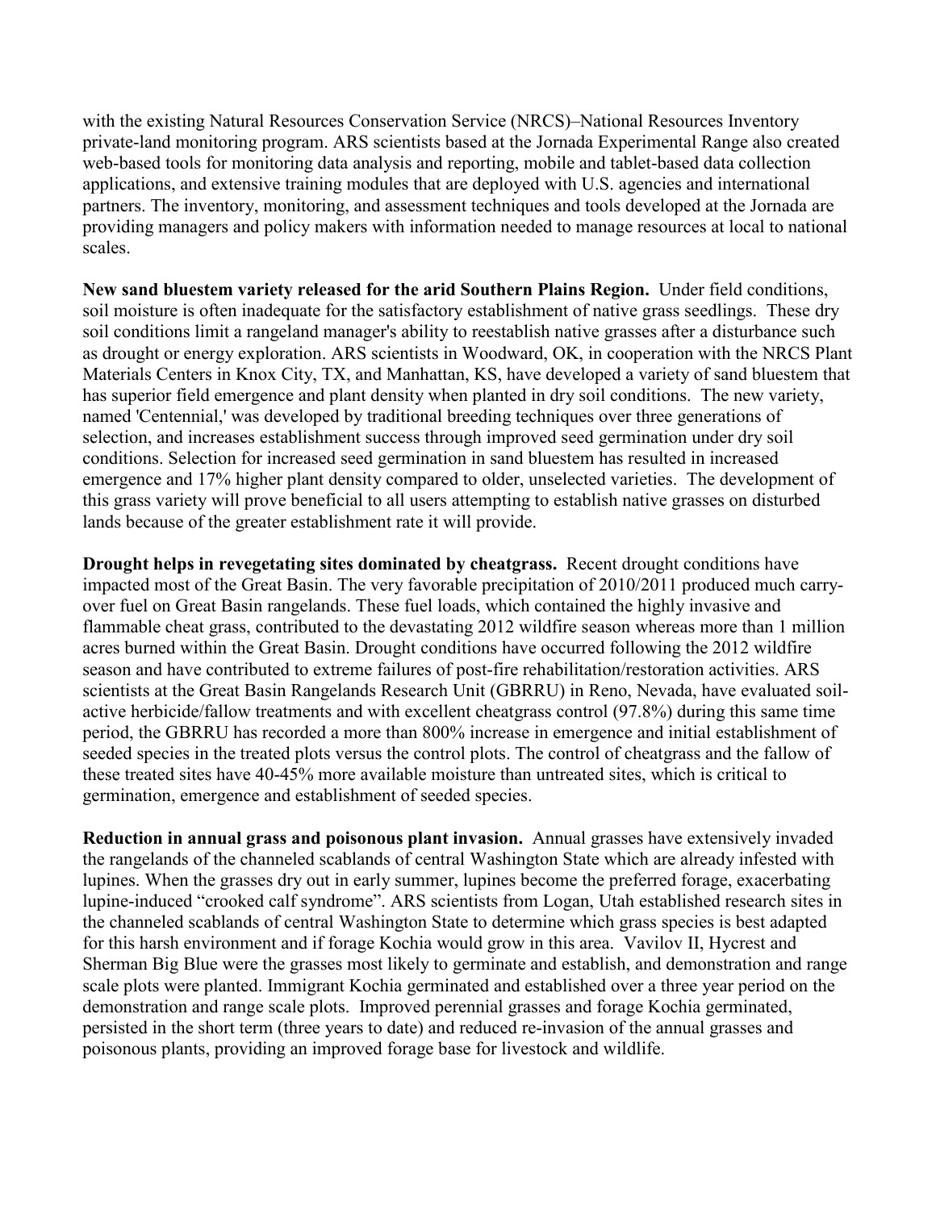with the existing Natural Resources Conservation Service (NRCS)–National Resources Inventory private-land monitoring program. ARS scientists based at the Jornada Experimental Range also created web-based tools for monitoring data analysis and reporting, mobile and tablet-based data collection applications, and extensive training modules that are deployed with U.S. agencies and international partners. The inventory, monitoring, and assessment techniques and tools developed at the Jornada are providing managers and policy makers with information needed to manage resources at local to national scales.

**New sand bluestem variety released for the arid Southern Plains Region.** Under field conditions, soil moisture is often inadequate for the satisfactory establishment of native grass seedlings. These dry soil conditions limit a rangeland manager's ability to reestablish native grasses after a disturbance such as drought or energy exploration. ARS scientists in Woodward, OK, in cooperation with the NRCS Plant Materials Centers in Knox City, TX, and Manhattan, KS, have developed a variety of sand bluestem that has superior field emergence and plant density when planted in dry soil conditions. The new variety, named 'Centennial,' was developed by traditional breeding techniques over three generations of selection, and increases establishment success through improved seed germination under dry soil conditions. Selection for increased seed germination in sand bluestem has resulted in increased emergence and 17% higher plant density compared to older, unselected varieties. The development of this grass variety will prove beneficial to all users attempting to establish native grasses on disturbed lands because of the greater establishment rate it will provide.

**Drought helps in revegetating sites dominated by cheatgrass.** Recent drought conditions have impacted most of the Great Basin. The very favorable precipitation of 2010/2011 produced much carry-over fuel on Great Basin rangelands. These fuel loads, which contained the highly invasive and flammable cheat grass, contributed to the devastating 2012 wildfire season whereas more than 1 million acres burned within the Great Basin. Drought conditions have occurred following the 2012 wildfire season and have contributed to extreme failures of post-fire rehabilitation/restoration activities. ARS scientists at the Great Basin Rangelands Research Unit (GBRRU) in Reno, Nevada, have evaluated soil-active herbicide/fallow treatments and with excellent cheatgrass control (97.8%) during this same time period, the GBRRU has recorded a more than 800% increase in emergence and initial establishment of seeded species in the treated plots versus the control plots. The control of cheatgrass and the fallow of these treated sites have 40-45% more available moisture than untreated sites, which is critical to germination, emergence and establishment of seeded species.

**Reduction in annual grass and poisonous plant invasion.** Annual grasses have extensively invaded the rangelands of the channeled scablands of central Washington State which are already infested with lupines. When the grasses dry out in early summer, lupines become the preferred forage, exacerbating lupine-induced "crooked calf syndrome". ARS scientists from Logan, Utah established research sites in the channeled scablands of central Washington State to determine which grass species is best adapted for this harsh environment and if forage Kochia would grow in this area. Vavilov II, Hycrest and Sherman Big Blue were the grasses most likely to germinate and establish, and demonstration and range scale plots were planted. Immigrant Kochia germinated and established over a three year period on the demonstration and range scale plots. Improved perennial grasses and forage Kochia germinated, persisted in the short term (three years to date) and reduced re-invasion of the annual grasses and poisonous plants, providing an improved forage base for livestock and wildlife.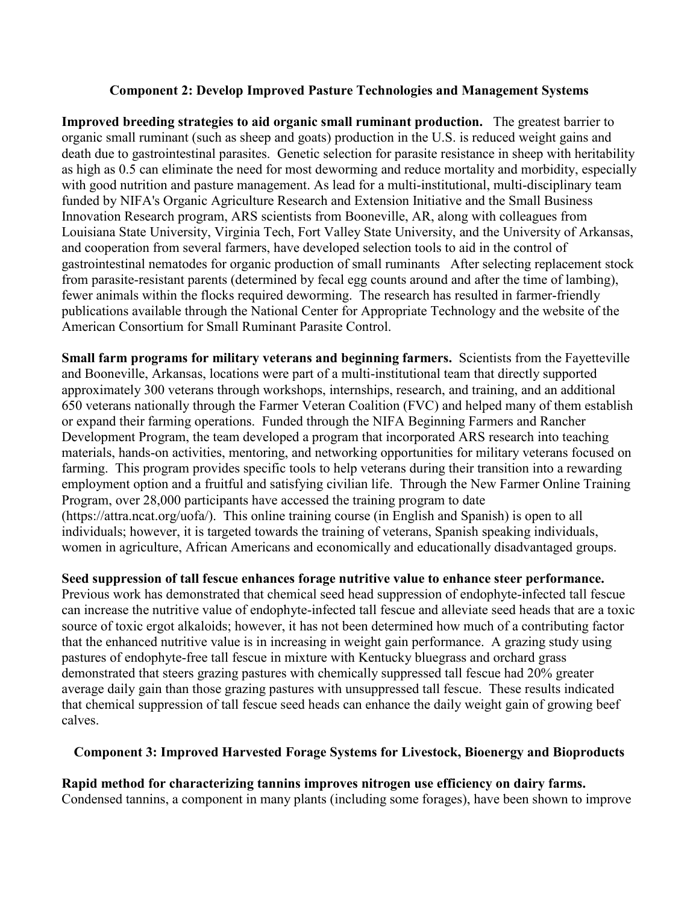## Component 2: Develop Improved Pasture Technologies and Management Systems

**Improved breeding strategies to aid organic small ruminant production.** The greatest barrier to organic small ruminant (such as sheep and goats) production in the U.S. is reduced weight gains and death due to gastrointestinal parasites. Genetic selection for parasite resistance in sheep with heritability as high as 0.5 can eliminate the need for most deworming and reduce mortality and morbidity, especially with good nutrition and pasture management. As lead for a multi-institutional, multi-disciplinary team funded by NIFA's Organic Agriculture Research and Extension Initiative and the Small Business Innovation Research program, ARS scientists from Booneville, AR, along with colleagues from Louisiana State University, Virginia Tech, Fort Valley State University, and the University of Arkansas, and cooperation from several farmers, have developed selection tools to aid in the control of gastrointestinal nematodes for organic production of small ruminants After selecting replacement stock from parasite-resistant parents (determined by fecal egg counts around and after the time of lambing), fewer animals within the flocks required deworming. The research has resulted in farmer-friendly publications available through the National Center for Appropriate Technology and the website of the American Consortium for Small Ruminant Parasite Control.

**Small farm programs for military veterans and beginning farmers.** Scientists from the Fayetteville and Booneville, Arkansas, locations were part of a multi-institutional team that directly supported approximately 300 veterans through workshops, internships, research, and training, and an additional 650 veterans nationally through the Farmer Veteran Coalition (FVC) and helped many of them establish or expand their farming operations. Funded through the NIFA Beginning Farmers and Rancher Development Program, the team developed a program that incorporated ARS research into teaching materials, hands-on activities, mentoring, and networking opportunities for military veterans focused on farming. This program provides specific tools to help veterans during their transition into a rewarding employment option and a fruitful and satisfying civilian life. Through the New Farmer Online Training Program, over 28,000 participants have accessed the training program to date (https://attra.ncat.org/uofa/). This online training course (in English and Spanish) is open to all individuals; however, it is targeted towards the training of veterans, Spanish speaking individuals, women in agriculture, African Americans and economically and educationally disadvantaged groups.

**Seed suppression of tall fescue enhances forage nutritive value to enhance steer performance.** Previous work has demonstrated that chemical seed head suppression of endophyte-infected tall fescue can increase the nutritive value of endophyte-infected tall fescue and alleviate seed heads that are a toxic source of toxic ergot alkaloids; however, it has not been determined how much of a contributing factor that the enhanced nutritive value is in increasing in weight gain performance. A grazing study using pastures of endophyte-free tall fescue in mixture with Kentucky bluegrass and orchard grass demonstrated that steers grazing pastures with chemically suppressed tall fescue had 20% greater average daily gain than those grazing pastures with unsuppressed tall fescue. These results indicated that chemical suppression of tall fescue seed heads can enhance the daily weight gain of growing beef calves.

## Component 3: Improved Harvested Forage Systems for Livestock, Bioenergy and Bioproducts

**Rapid method for characterizing tannins improves nitrogen use efficiency on dairy farms.** Condensed tannins, a component in many plants (including some forages), have been shown to improve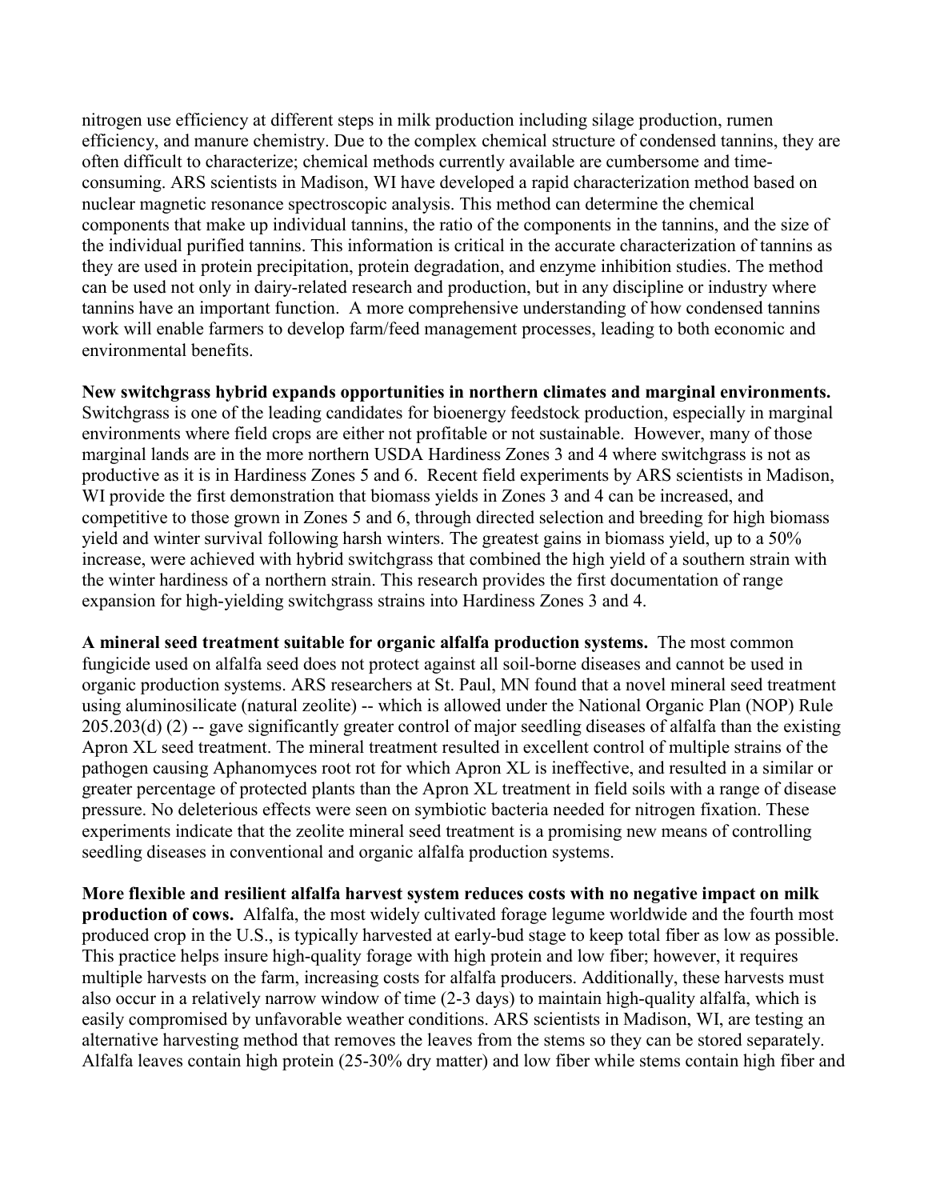nitrogen use efficiency at different steps in milk production including silage production, rumen efficiency, and manure chemistry. Due to the complex chemical structure of condensed tannins, they are often difficult to characterize; chemical methods currently available are cumbersome and time-consuming. ARS scientists in Madison, WI have developed a rapid characterization method based on nuclear magnetic resonance spectroscopic analysis. This method can determine the chemical components that make up individual tannins, the ratio of the components in the tannins, and the size of the individual purified tannins. This information is critical in the accurate characterization of tannins as they are used in protein precipitation, protein degradation, and enzyme inhibition studies. The method can be used not only in dairy-related research and production, but in any discipline or industry where tannins have an important function. A more comprehensive understanding of how condensed tannins work will enable farmers to develop farm/feed management processes, leading to both economic and environmental benefits.

**New switchgrass hybrid expands opportunities in northern climates and marginal environments.** Switchgrass is one of the leading candidates for bioenergy feedstock production, especially in marginal environments where field crops are either not profitable or not sustainable. However, many of those marginal lands are in the more northern USDA Hardiness Zones 3 and 4 where switchgrass is not as productive as it is in Hardiness Zones 5 and 6. Recent field experiments by ARS scientists in Madison, WI provide the first demonstration that biomass yields in Zones 3 and 4 can be increased, and competitive to those grown in Zones 5 and 6, through directed selection and breeding for high biomass yield and winter survival following harsh winters. The greatest gains in biomass yield, up to a 50% increase, were achieved with hybrid switchgrass that combined the high yield of a southern strain with the winter hardiness of a northern strain. This research provides the first documentation of range expansion for high-yielding switchgrass strains into Hardiness Zones 3 and 4.

**A mineral seed treatment suitable for organic alfalfa production systems.** The most common fungicide used on alfalfa seed does not protect against all soil-borne diseases and cannot be used in organic production systems. ARS researchers at St. Paul, MN found that a novel mineral seed treatment using aluminosilicate (natural zeolite) -- which is allowed under the National Organic Plan (NOP) Rule 205.203(d) (2) -- gave significantly greater control of major seedling diseases of alfalfa than the existing Apron XL seed treatment. The mineral treatment resulted in excellent control of multiple strains of the pathogen causing Aphanomyces root rot for which Apron XL is ineffective, and resulted in a similar or greater percentage of protected plants than the Apron XL treatment in field soils with a range of disease pressure. No deleterious effects were seen on symbiotic bacteria needed for nitrogen fixation. These experiments indicate that the zeolite mineral seed treatment is a promising new means of controlling seedling diseases in conventional and organic alfalfa production systems.

**More flexible and resilient alfalfa harvest system reduces costs with no negative impact on milk production of cows.** Alfalfa, the most widely cultivated forage legume worldwide and the fourth most produced crop in the U.S., is typically harvested at early-bud stage to keep total fiber as low as possible. This practice helps insure high-quality forage with high protein and low fiber; however, it requires multiple harvests on the farm, increasing costs for alfalfa producers. Additionally, these harvests must also occur in a relatively narrow window of time (2-3 days) to maintain high-quality alfalfa, which is easily compromised by unfavorable weather conditions. ARS scientists in Madison, WI, are testing an alternative harvesting method that removes the leaves from the stems so they can be stored separately. Alfalfa leaves contain high protein (25-30% dry matter) and low fiber while stems contain high fiber and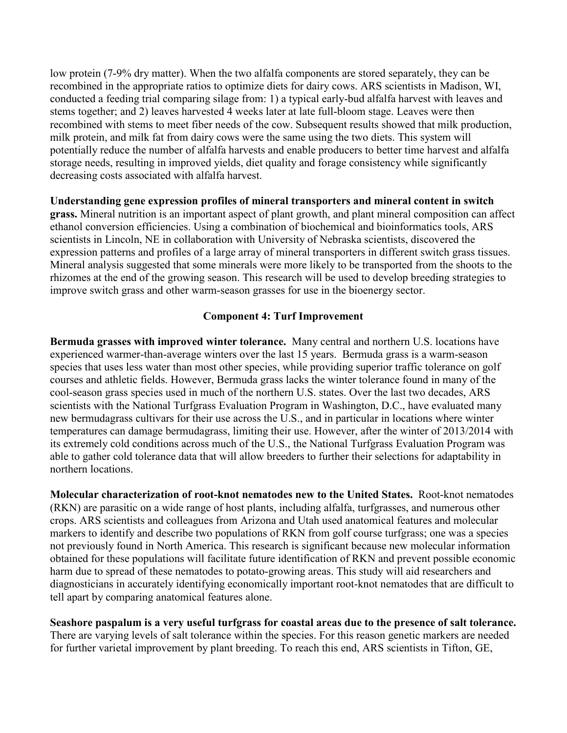low protein (7-9% dry matter). When the two alfalfa components are stored separately, they can be recombined in the appropriate ratios to optimize diets for dairy cows. ARS scientists in Madison, WI, conducted a feeding trial comparing silage from: 1) a typical early-bud alfalfa harvest with leaves and stems together; and 2) leaves harvested 4 weeks later at late full-bloom stage. Leaves were then recombined with stems to meet fiber needs of the cow. Subsequent results showed that milk production, milk protein, and milk fat from dairy cows were the same using the two diets. This system will potentially reduce the number of alfalfa harvests and enable producers to better time harvest and alfalfa storage needs, resulting in improved yields, diet quality and forage consistency while significantly decreasing costs associated with alfalfa harvest.

**Understanding gene expression profiles of mineral transporters and mineral content in switch grass.** Mineral nutrition is an important aspect of plant growth, and plant mineral composition can affect ethanol conversion efficiencies. Using a combination of biochemical and bioinformatics tools, ARS scientists in Lincoln, NE in collaboration with University of Nebraska scientists, discovered the expression patterns and profiles of a large array of mineral transporters in different switch grass tissues. Mineral analysis suggested that some minerals were more likely to be transported from the shoots to the rhizomes at the end of the growing season. This research will be used to develop breeding strategies to improve switch grass and other warm-season grasses for use in the bioenergy sector.

## Component 4: Turf Improvement

**Bermuda grasses with improved winter tolerance.** Many central and northern U.S. locations have experienced warmer-than-average winters over the last 15 years. Bermuda grass is a warm-season species that uses less water than most other species, while providing superior traffic tolerance on golf courses and athletic fields. However, Bermuda grass lacks the winter tolerance found in many of the cool-season grass species used in much of the northern U.S. states. Over the last two decades, ARS scientists with the National Turfgrass Evaluation Program in Washington, D.C., have evaluated many new bermudagrass cultivars for their use across the U.S., and in particular in locations where winter temperatures can damage bermudagrass, limiting their use. However, after the winter of 2013/2014 with its extremely cold conditions across much of the U.S., the National Turfgrass Evaluation Program was able to gather cold tolerance data that will allow breeders to further their selections for adaptability in northern locations.

**Molecular characterization of root-knot nematodes new to the United States.** Root-knot nematodes (RKN) are parasitic on a wide range of host plants, including alfalfa, turfgrasses, and numerous other crops. ARS scientists and colleagues from Arizona and Utah used anatomical features and molecular markers to identify and describe two populations of RKN from golf course turfgrass; one was a species not previously found in North America. This research is significant because new molecular information obtained for these populations will facilitate future identification of RKN and prevent possible economic harm due to spread of these nematodes to potato-growing areas. This study will aid researchers and diagnosticians in accurately identifying economically important root-knot nematodes that are difficult to tell apart by comparing anatomical features alone.

**Seashore paspalum is a very useful turfgrass for coastal areas due to the presence of salt tolerance.** There are varying levels of salt tolerance within the species. For this reason genetic markers are needed for further varietal improvement by plant breeding. To reach this end, ARS scientists in Tifton, GE,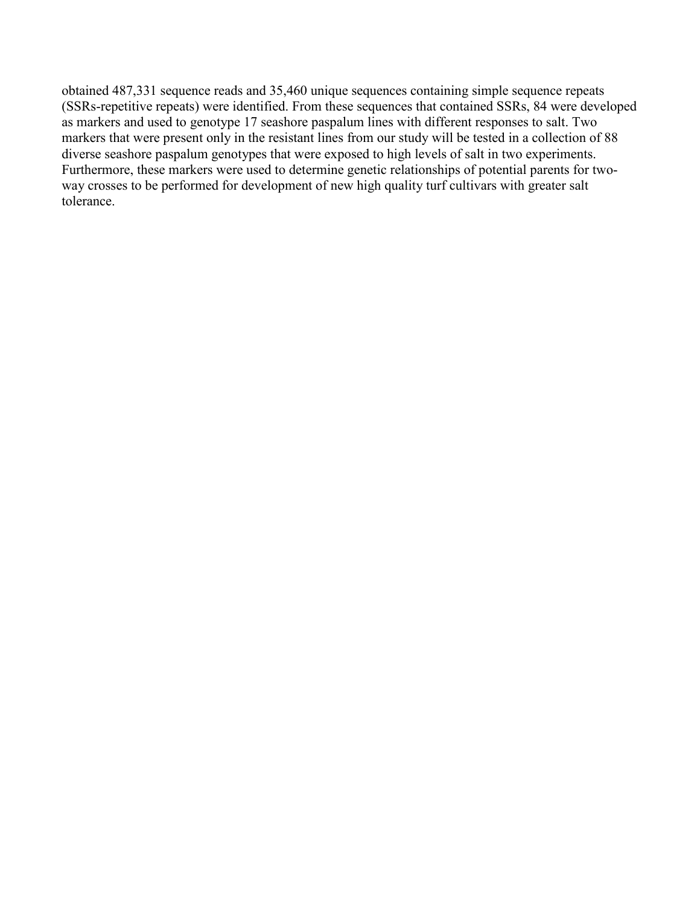obtained 487,331 sequence reads and 35,460 unique sequences containing simple sequence repeats (SSRs-repetitive repeats) were identified. From these sequences that contained SSRs, 84 were developed as markers and used to genotype 17 seashore paspalum lines with different responses to salt. Two markers that were present only in the resistant lines from our study will be tested in a collection of 88 diverse seashore paspalum genotypes that were exposed to high levels of salt in two experiments. Furthermore, these markers were used to determine genetic relationships of potential parents for two-way crosses to be performed for development of new high quality turf cultivars with greater salt tolerance.